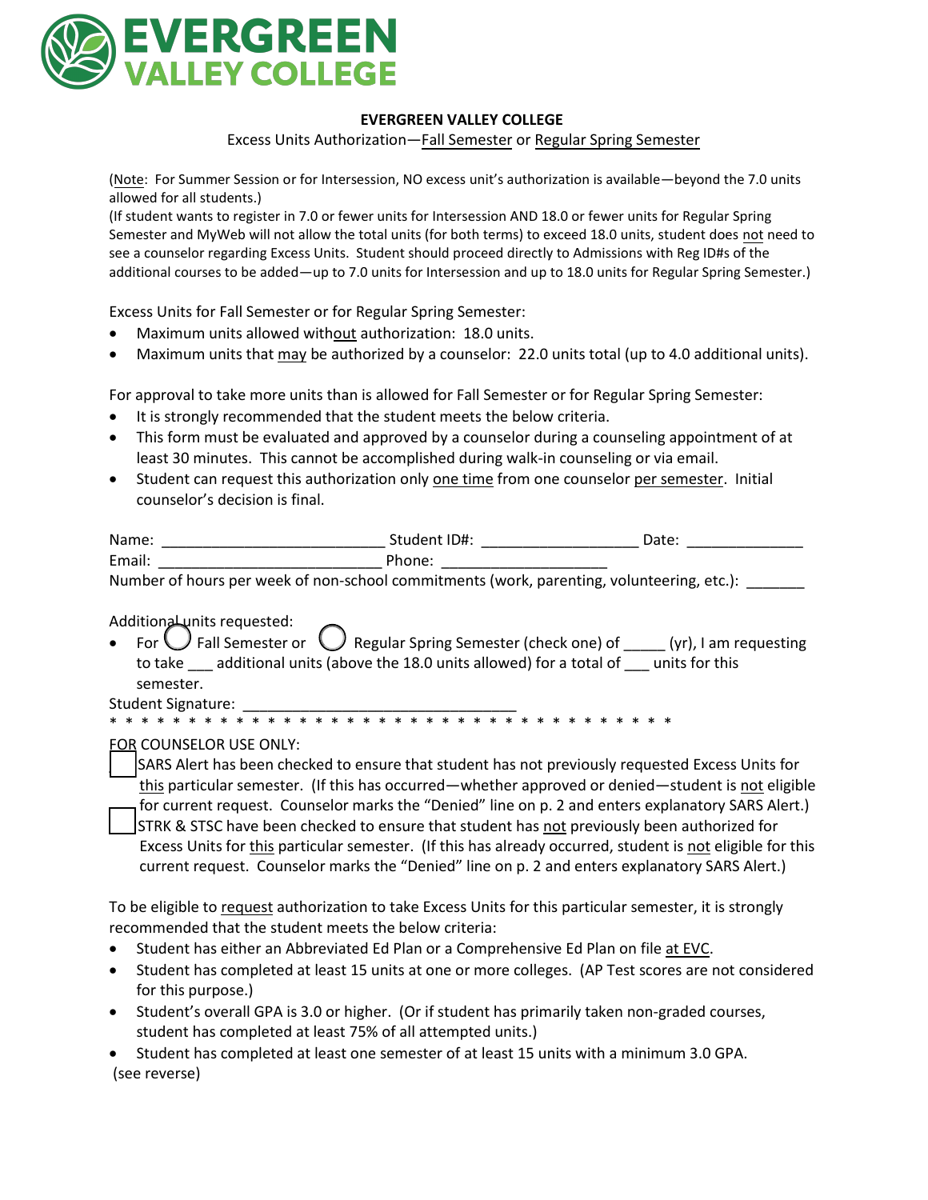# EVERGREEN VALLEY COLLEGE

**EVERGREEN VALLEY COLLEGE**

Excess Units Authorization—Fall Semester or Regular Spring Semester

(Note: For Summer Session or for Intersession, NO excess unit's authorization is available—beyond the 7.0 units allowed for all students.)
(If student wants to register in 7.0 or fewer units for Intersession AND 18.0 or fewer units for Regular Spring Semester and MyWeb will not allow the total units (for both terms) to exceed 18.0 units, student does not need to see a counselor regarding Excess Units. Student should proceed directly to Admissions with Reg ID#s of the additional courses to be added—up to 7.0 units for Intersession and up to 18.0 units for Regular Spring Semester.)

Excess Units for Fall Semester or for Regular Spring Semester:

- Maximum units allowed without authorization: 18.0 units.
- Maximum units that may be authorized by a counselor: 22.0 units total (up to 4.0 additional units).

For approval to take more units than is allowed for Fall Semester or for Regular Spring Semester:

- It is strongly recommended that the student meets the below criteria.
- This form must be evaluated and approved by a counselor during a counseling appointment of at least 30 minutes. This cannot be accomplished during walk-in counseling or via email.
- Student can request this authorization only one time from one counselor per semester. Initial counselor's decision is final.

Name: __________________________ Student ID#: __________________ Date: _____________
Email: __________________________ Phone: ___________________
Number of hours per week of non-school commitments (work, parenting, volunteering, etc.): _______

Additional units requested:

- For ◯ Fall Semester or ◯ Regular Spring Semester (check one) of _____ (yr), I am requesting to take ___ additional units (above the 18.0 units allowed) for a total of ___ units for this semester.

Student Signature: _______________________________

* * * * * * * * * * * * * * * * * * * * * * * * * * * * * * * * * * * * * * * * * *

FOR COUNSELOR USE ONLY:

- ☐ SARS Alert has been checked to ensure that student has not previously requested Excess Units for this particular semester. (If this has occurred—whether approved or denied—student is not eligible for current request. Counselor marks the "Denied" line on p. 2 and enters explanatory SARS Alert.)
- ☐ STRK & STSC have been checked to ensure that student has not previously been authorized for Excess Units for this particular semester. (If this has already occurred, student is not eligible for this current request. Counselor marks the "Denied" line on p. 2 and enters explanatory SARS Alert.)

To be eligible to request authorization to take Excess Units for this particular semester, it is strongly recommended that the student meets the below criteria:

- Student has either an Abbreviated Ed Plan or a Comprehensive Ed Plan on file at EVC.
- Student has completed at least 15 units at one or more colleges. (AP Test scores are not considered for this purpose.)
- Student's overall GPA is 3.0 or higher. (Or if student has primarily taken non-graded courses, student has completed at least 75% of all attempted units.)
- Student has completed at least one semester of at least 15 units with a minimum 3.0 GPA.

(see reverse)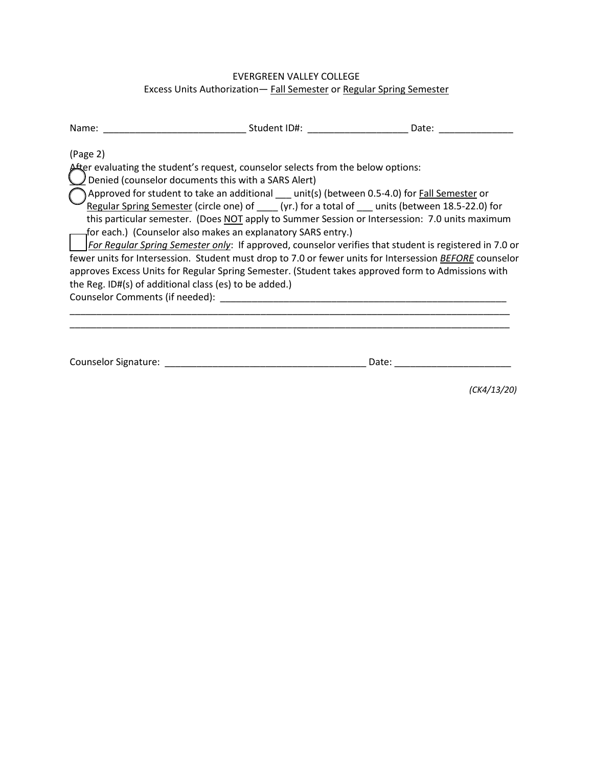EVERGREEN VALLEY COLLEGE

Excess Units Authorization— Fall Semester or Regular Spring Semester

Name: ___________________________ Student ID#: __________________ Date: ______________

(Page 2)

After evaluating the student's request, counselor selects from the below options:

◯ Denied (counselor documents this with a SARS Alert)

◯ Approved for student to take an additional ___ unit(s) (between 0.5-4.0) for Fall Semester or Regular Spring Semester (circle one) of ____ (yr.) for a total of ___ units (between 18.5-22.0) for this particular semester. (Does NOT apply to Summer Session or Intersession: 7.0 units maximum for each.) (Counselor also makes an explanatory SARS entry.)

☐ *For Regular Spring Semester only*: If approved, counselor verifies that student is registered in 7.0 or fewer units for Intersession. Student must drop to 7.0 or fewer units for Intersession ***BEFORE*** counselor approves Excess Units for Regular Spring Semester. (Student takes approved form to Admissions with the Reg. ID#(s) of additional class (es) to be added.)

Counselor Comments (if needed): _______________________________________________________

_____________________________________________________________________________________

_____________________________________________________________________________________

Counselor Signature: ______________________________________ Date: _____________________

*(CK4/13/20)*